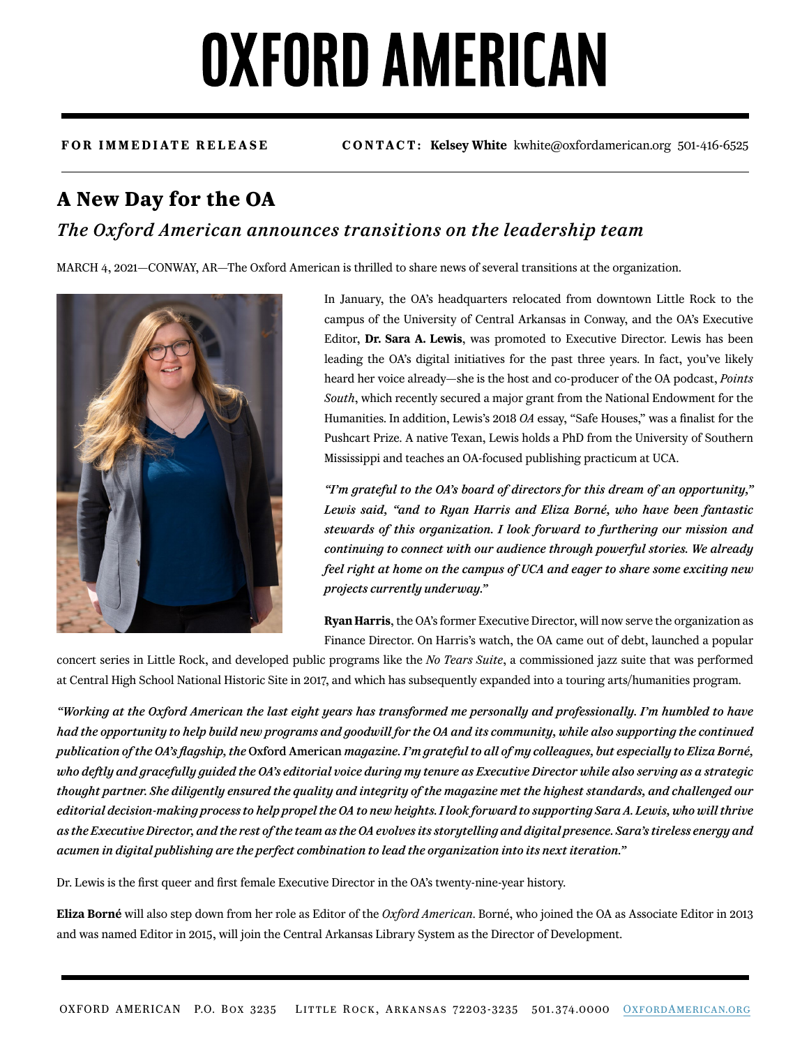# OXFORD AMERICAN

**FOR IMMEDIATE RELEASE** **CONTACT: Kelsey White** kwhite@oxfordamerican.org 501-416-6525

## A New Day for the OA

### *The Oxford American announces transitions on the leadership team*

MARCH 4, 2021—CONWAY, AR—The Oxford American is thrilled to share news of several transitions at the organization.

In January, the OA's headquarters relocated from downtown Little Rock to the campus of the University of Central Arkansas in Conway, and the OA's Executive Editor, **Dr. Sara A. Lewis**, was promoted to Executive Director. Lewis has been leading the OA's digital initiatives for the past three years. In fact, you've likely heard her voice already—she is the host and co-producer of the OA podcast, *Points South*, which recently secured a major grant from the National Endowment for the Humanities. In addition, Lewis's 2018 *OA* essay, "Safe Houses," was a finalist for the Pushcart Prize. A native Texan, Lewis holds a PhD from the University of Southern Mississippi and teaches an OA-focused publishing practicum at UCA.

*"I'm grateful to the OA's board of directors for this dream of an opportunity," Lewis said, "and to Ryan Harris and Eliza Borné, who have been fantastic stewards of this organization. I look forward to furthering our mission and continuing to connect with our audience through powerful stories. We already feel right at home on the campus of UCA and eager to share some exciting new projects currently underway."*

**Ryan Harris**, the OA's former Executive Director, will now serve the organization as Finance Director. On Harris's watch, the OA came out of debt, launched a popular concert series in Little Rock, and developed public programs like the *No Tears Suite*, a commissioned jazz suite that was performed at Central High School National Historic Site in 2017, and which has subsequently expanded into a touring arts/humanities program.

*"Working at the Oxford American the last eight years has transformed me personally and professionally. I'm humbled to have had the opportunity to help build new programs and goodwill for the OA and its community, while also supporting the continued publication of the OA's flagship, the* Oxford American *magazine. I'm grateful to all of my colleagues, but especially to Eliza Borné, who deftly and gracefully guided the OA's editorial voice during my tenure as Executive Director while also serving as a strategic thought partner. She diligently ensured the quality and integrity of the magazine met the highest standards, and challenged our editorial decision-making process to help propel the OA to new heights. I look forward to supporting Sara A. Lewis, who will thrive as the Executive Director, and the rest of the team as the OA evolves its storytelling and digital presence. Sara's tireless energy and acumen in digital publishing are the perfect combination to lead the organization into its next iteration."*

Dr. Lewis is the first queer and first female Executive Director in the OA's twenty-nine-year history.

**Eliza Borné** will also step down from her role as Editor of the *Oxford American*. Borné, who joined the OA as Associate Editor in 2013 and was named Editor in 2015, will join the Central Arkansas Library System as the Director of Development.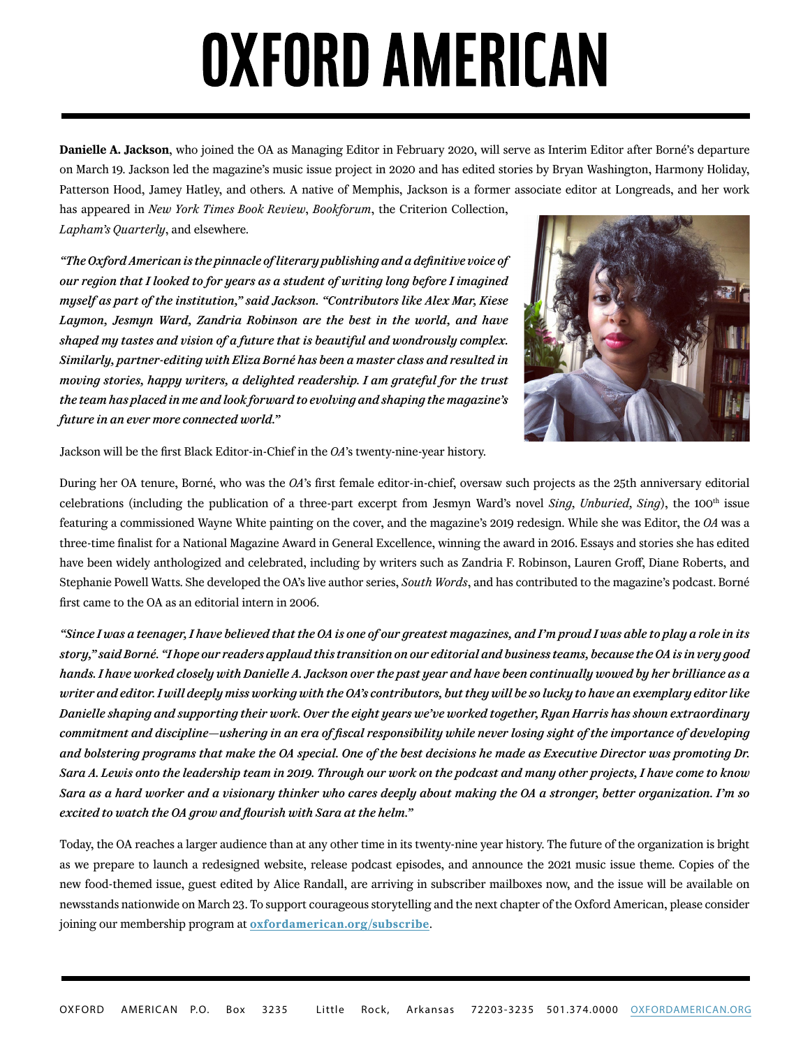# OXFORD AMERICAN

**Danielle A. Jackson**, who joined the OA as Managing Editor in February 2020, will serve as Interim Editor after Borné's departure on March 19. Jackson led the magazine's music issue project in 2020 and has edited stories by Bryan Washington, Harmony Holiday, Patterson Hood, Jamey Hatley, and others. A native of Memphis, Jackson is a former associate editor at Longreads, and her work has appeared in *New York Times Book Review*, *Bookforum*, the Criterion Collection, *Lapham's Quarterly*, and elsewhere.

***"The Oxford American is the pinnacle of literary publishing and a definitive voice of our region that I looked to for years as a student of writing long before I imagined myself as part of the institution," said Jackson. "Contributors like Alex Mar, Kiese Laymon, Jesmyn Ward, Zandria Robinson are the best in the world, and have shaped my tastes and vision of a future that is beautiful and wondrously complex. Similarly, partner-editing with Eliza Borné has been a master class and resulted in moving stories, happy writers, a delighted readership. I am grateful for the trust the team has placed in me and look forward to evolving and shaping the magazine's future in an ever more connected world."***

Jackson will be the first Black Editor-in-Chief in the *OA*'s twenty-nine-year history.

During her OA tenure, Borné, who was the *OA*'s first female editor-in-chief, oversaw such projects as the 25th anniversary editorial celebrations (including the publication of a three-part excerpt from Jesmyn Ward's novel *Sing, Unburied, Sing*), the 100th issue featuring a commissioned Wayne White painting on the cover, and the magazine's 2019 redesign. While she was Editor, the *OA* was a three-time finalist for a National Magazine Award in General Excellence, winning the award in 2016. Essays and stories she has edited have been widely anthologized and celebrated, including by writers such as Zandria F. Robinson, Lauren Groff, Diane Roberts, and Stephanie Powell Watts. She developed the OA's live author series, *South Words*, and has contributed to the magazine's podcast. Borné first came to the OA as an editorial intern in 2006.

***"Since I was a teenager, I have believed that the OA is one of our greatest magazines, and I'm proud I was able to play a role in its story," said Borné. "I hope our readers applaud this transition on our editorial and business teams, because the OA is in very good hands. I have worked closely with Danielle A. Jackson over the past year and have been continually wowed by her brilliance as a writer and editor. I will deeply miss working with the OA's contributors, but they will be so lucky to have an exemplary editor like Danielle shaping and supporting their work. Over the eight years we've worked together, Ryan Harris has shown extraordinary commitment and discipline—ushering in an era of fiscal responsibility while never losing sight of the importance of developing and bolstering programs that make the OA special. One of the best decisions he made as Executive Director was promoting Dr. Sara A. Lewis onto the leadership team in 2019. Through our work on the podcast and many other projects, I have come to know Sara as a hard worker and a visionary thinker who cares deeply about making the OA a stronger, better organization. I'm so excited to watch the OA grow and flourish with Sara at the helm."***

Today, the OA reaches a larger audience than at any other time in its twenty-nine year history. The future of the organization is bright as we prepare to launch a redesigned website, release podcast episodes, and announce the 2021 music issue theme. Copies of the new food-themed issue, guest edited by Alice Randall, are arriving in subscriber mailboxes now, and the issue will be available on newsstands nationwide on March 23. To support courageous storytelling and the next chapter of the Oxford American, please consider joining our membership program at **oxfordamerican.org/subscribe**.

OXFORD AMERICAN P.O. Box 3235 Little Rock, Arkansas 72203-3235 501.374.0000 OXFORDAMERICAN.ORG